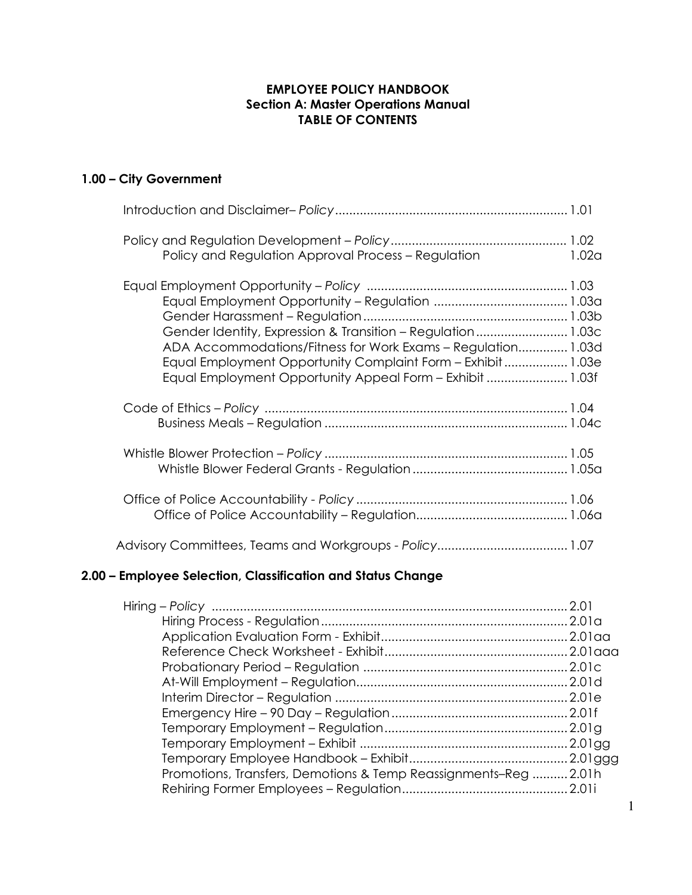# EMPLOYEE POLICY HANDBOOK
## Section A: Master Operations Manual
## TABLE OF CONTENTS

### 1.00 – City Government

Introduction and Disclaimer– *Policy* .................................................................. 1.01

Policy and Regulation Development – *Policy* ................................................. 1.02
- Policy and Regulation Approval Process – Regulation 1.02a

Equal Employment Opportunity – *Policy* ........................................................ 1.03
- Equal Employment Opportunity – Regulation ...................................... 1.03a
- Gender Harassment – Regulation .......................................................... 1.03b
- Gender Identity, Expression & Transition – Regulation .......................... 1.03c
- ADA Accommodations/Fitness for Work Exams – Regulation.............. 1.03d
- Equal Employment Opportunity Complaint Form – Exhibit .................. 1.03e
- Equal Employment Opportunity Appeal Form – Exhibit ....................... 1.03f

Code of Ethics – *Policy* ...................................................................................... 1.04
- Business Meals – Regulation ..................................................................... 1.04c

Whistle Blower Protection – *Policy* ..................................................................... 1.05
- Whistle Blower Federal Grants - Regulation ............................................ 1.05a

Office of Police Accountability - *Policy* ............................................................ 1.06
- Office of Police Accountability – Regulation........................................... 1.06a

Advisory Committees, Teams and Workgroups - *Policy*..................................... 1.07

### 2.00 – Employee Selection, Classification and Status Change

Hiring – *Policy* ..................................................................................................... 2.01
- Hiring Process - Regulation...................................................................... 2.01a
- Application Evaluation Form - Exhibit..................................................... 2.01aa
- Reference Check Worksheet - Exhibit.................................................... 2.01aaa
- Probationary Period – Regulation .......................................................... 2.01c
- At-Will Employment – Regulation............................................................ 2.01d
- Interim Director – Regulation .................................................................. 2.01e
- Emergency Hire – 90 Day – Regulation .................................................. 2.01f
- Temporary Employment – Regulation.................................................... 2.01g
- Temporary Employment – Exhibit ........................................................... 2.01gg
- Temporary Employee Handbook – Exhibit............................................. 2.01ggg
- Promotions, Transfers, Demotions & Temp Reassignments–Reg .......... 2.01h
- Rehiring Former Employees – Regulation............................................... 2.01i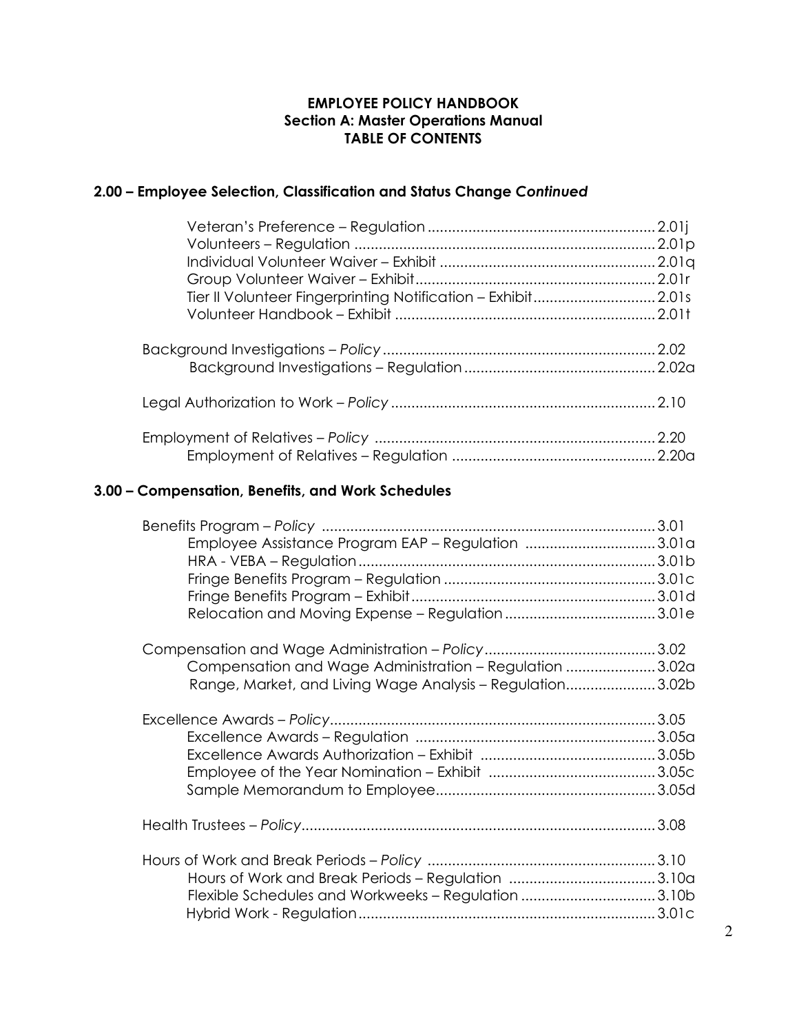**EMPLOYEE POLICY HANDBOOK**
**Section A: Master Operations Manual**
**TABLE OF CONTENTS**

## 2.00 – Employee Selection, Classification and Status Change *Continued*

| | |
|---|---|
| Veteran's Preference – Regulation | 2.01j |
| Volunteers – Regulation | 2.01p |
| Individual Volunteer Waiver – Exhibit | 2.01q |
| Group Volunteer Waiver – Exhibit | 2.01r |
| Tier II Volunteer Fingerprinting Notification – Exhibit | 2.01s |
| Volunteer Handbook – Exhibit | 2.01t |
| Background Investigations – *Policy* | 2.02 |
| Background Investigations – Regulation | 2.02a |
| Legal Authorization to Work – *Policy* | 2.10 |
| Employment of Relatives – *Policy* | 2.20 |
| Employment of Relatives – Regulation | 2.20a |

## 3.00 – Compensation, Benefits, and Work Schedules

| | |
|---|---|
| Benefits Program – *Policy* | 3.01 |
| Employee Assistance Program EAP – Regulation | 3.01a |
| HRA - VEBA – Regulation | 3.01b |
| Fringe Benefits Program – Regulation | 3.01c |
| Fringe Benefits Program – Exhibit | 3.01d |
| Relocation and Moving Expense – Regulation | 3.01e |
| Compensation and Wage Administration – *Policy* | 3.02 |
| Compensation and Wage Administration – Regulation | 3.02a |
| Range, Market, and Living Wage Analysis – Regulation | 3.02b |
| Excellence Awards – *Policy* | 3.05 |
| Excellence Awards – Regulation | 3.05a |
| Excellence Awards Authorization – Exhibit | 3.05b |
| Employee of the Year Nomination – Exhibit | 3.05c |
| Sample Memorandum to Employee | 3.05d |
| Health Trustees – *Policy* | 3.08 |
| Hours of Work and Break Periods – *Policy* | 3.10 |
| Hours of Work and Break Periods – Regulation | 3.10a |
| Flexible Schedules and Workweeks – Regulation | 3.10b |
| Hybrid Work - Regulation | 3.01c |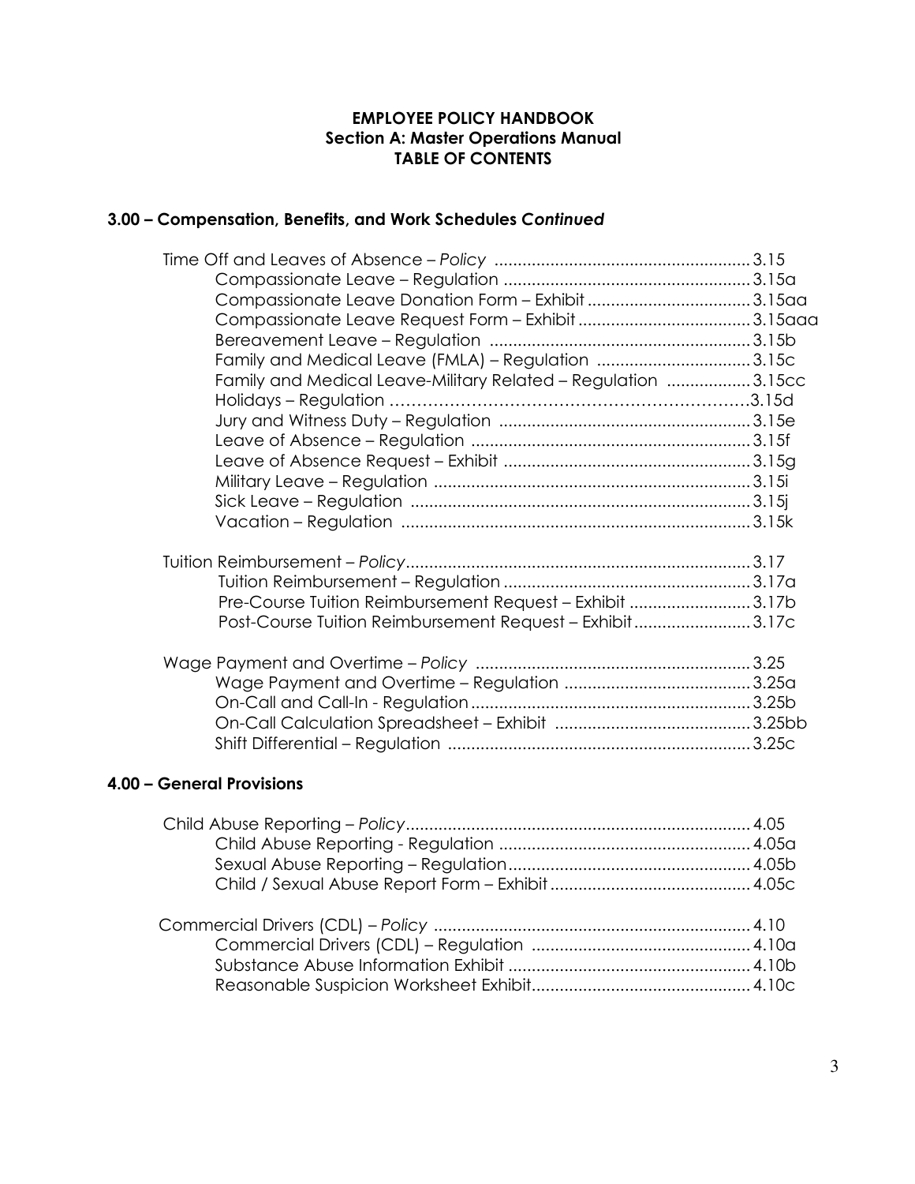**EMPLOYEE POLICY HANDBOOK**
**Section A: Master Operations Manual**
**TABLE OF CONTENTS**

## 3.00 – Compensation, Benefits, and Work Schedules *Continued*

- Time Off and Leaves of Absence – *Policy* ...................................................... 3.15
  - Compassionate Leave – Regulation ..................................................... 3.15a
  - Compassionate Leave Donation Form – Exhibit ................................... 3.15aa
  - Compassionate Leave Request Form – Exhibit ..................................... 3.15aaa
  - Bereavement Leave – Regulation ........................................................ 3.15b
  - Family and Medical Leave (FMLA) – Regulation ................................. 3.15c
  - Family and Medical Leave-Military Related – Regulation .................. 3.15cc
  - Holidays – Regulation ............................................................... 3.15d
  - Jury and Witness Duty – Regulation ...................................................... 3.15e
  - Leave of Absence – Regulation ............................................................ 3.15f
  - Leave of Absence Request – Exhibit ..................................................... 3.15g
  - Military Leave – Regulation .................................................................... 3.15i
  - Sick Leave – Regulation ......................................................................... 3.15j
  - Vacation – Regulation ........................................................................... 3.15k

- Tuition Reimbursement – *Policy* .......................................................................... 3.17
  - Tuition Reimbursement – Regulation ..................................................... 3.17a
  - Pre-Course Tuition Reimbursement Request – Exhibit .......................... 3.17b
  - Post-Course Tuition Reimbursement Request – Exhibit ......................... 3.17c

- Wage Payment and Overtime – *Policy* .......................................................... 3.25
  - Wage Payment and Overtime – Regulation ........................................ 3.25a
  - On-Call and Call-In - Regulation ............................................................ 3.25b
  - On-Call Calculation Spreadsheet – Exhibit .......................................... 3.25bb
  - Shift Differential – Regulation ................................................................. 3.25c

## 4.00 – General Provisions

- Child Abuse Reporting – *Policy* .......................................................................... 4.05
  - Child Abuse Reporting - Regulation ...................................................... 4.05a
  - Sexual Abuse Reporting – Regulation .................................................... 4.05b
  - Child / Sexual Abuse Report Form – Exhibit ........................................... 4.05c

- Commercial Drivers (CDL) – *Policy* .................................................................... 4.10
  - Commercial Drivers (CDL) – Regulation ............................................... 4.10a
  - Substance Abuse Information Exhibit .................................................... 4.10b
  - Reasonable Suspicion Worksheet Exhibit ............................................... 4.10c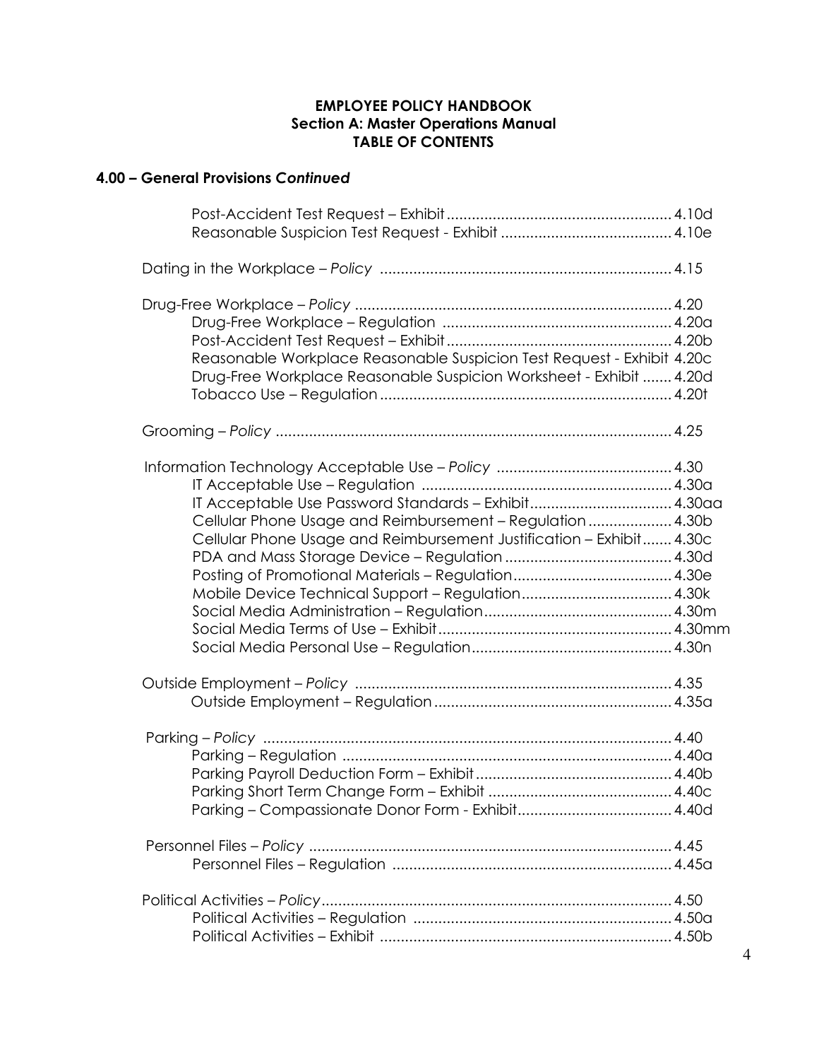**EMPLOYEE POLICY HANDBOOK**
**Section A: Master Operations Manual**
**TABLE OF CONTENTS**

## 4.00 – General Provisions *Continued*

| | |
|---|---|
| Post-Accident Test Request – Exhibit | 4.10d |
| Reasonable Suspicion Test Request - Exhibit | 4.10e |
| Dating in the Workplace – *Policy* | 4.15 |
| Drug-Free Workplace – *Policy* | 4.20 |
| Drug-Free Workplace – Regulation | 4.20a |
| Post-Accident Test Request – Exhibit | 4.20b |
| Reasonable Workplace Reasonable Suspicion Test Request - Exhibit | 4.20c |
| Drug-Free Workplace Reasonable Suspicion Worksheet - Exhibit | 4.20d |
| Tobacco Use – Regulation | 4.20t |
| Grooming – *Policy* | 4.25 |
| Information Technology Acceptable Use – *Policy* | 4.30 |
| IT Acceptable Use – Regulation | 4.30a |
| IT Acceptable Use Password Standards – Exhibit | 4.30aa |
| Cellular Phone Usage and Reimbursement – Regulation | 4.30b |
| Cellular Phone Usage and Reimbursement Justification – Exhibit | 4.30c |
| PDA and Mass Storage Device – Regulation | 4.30d |
| Posting of Promotional Materials – Regulation | 4.30e |
| Mobile Device Technical Support – Regulation | 4.30k |
| Social Media Administration – Regulation | 4.30m |
| Social Media Terms of Use – Exhibit | 4.30mm |
| Social Media Personal Use – Regulation | 4.30n |
| Outside Employment – *Policy* | 4.35 |
| Outside Employment – Regulation | 4.35a |
| Parking – *Policy* | 4.40 |
| Parking – Regulation | 4.40a |
| Parking Payroll Deduction Form – Exhibit | 4.40b |
| Parking Short Term Change Form – Exhibit | 4.40c |
| Parking – Compassionate Donor Form - Exhibit | 4.40d |
| Personnel Files – *Policy* | 4.45 |
| Personnel Files – Regulation | 4.45a |
| Political Activities – *Policy* | 4.50 |
| Political Activities – Regulation | 4.50a |
| Political Activities – Exhibit | 4.50b |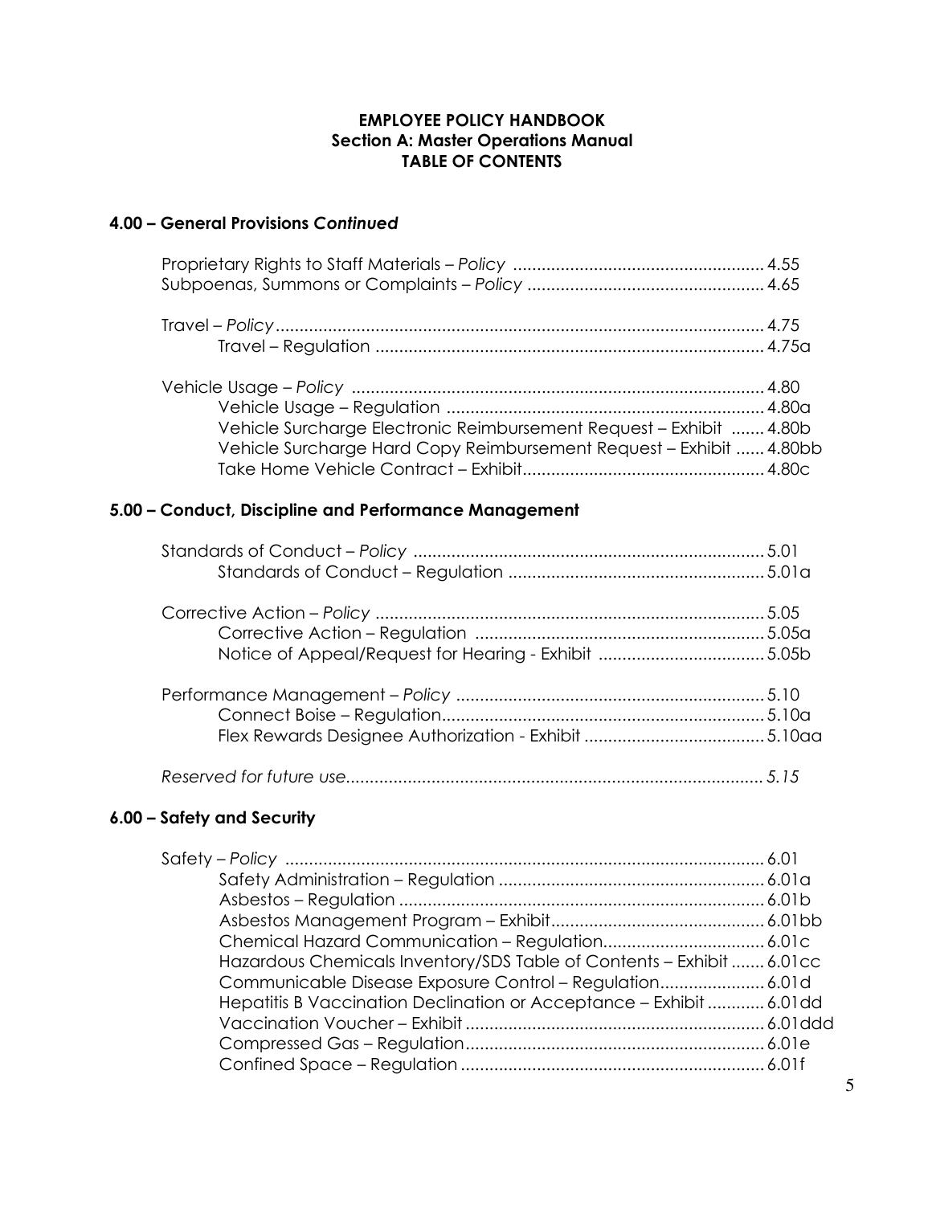**EMPLOYEE POLICY HANDBOOK**
**Section A: Master Operations Manual**
**TABLE OF CONTENTS**

## 4.00 – General Provisions *Continued*

Proprietary Rights to Staff Materials – *Policy* .................................................... 4.55
Subpoenas, Summons or Complaints – *Policy* ................................................. 4.65

Travel – *Policy* ...................................................................................................... 4.75
    Travel – Regulation ................................................................................. 4.75a

Vehicle Usage – *Policy* ...................................................................................... 4.80
    Vehicle Usage – Regulation .................................................................. 4.80a
    Vehicle Surcharge Electronic Reimbursement Request – Exhibit ....... 4.80b
    Vehicle Surcharge Hard Copy Reimbursement Request – Exhibit ...... 4.80bb
    Take Home Vehicle Contract – Exhibit.................................................. 4.80c

## 5.00 – Conduct, Discipline and Performance Management

Standards of Conduct – *Policy* ......................................................................... 5.01
    Standards of Conduct – Regulation ..................................................... 5.01a

Corrective Action – *Policy* ................................................................................. 5.05
    Corrective Action – Regulation ............................................................ 5.05a
    Notice of Appeal/Request for Hearing - Exhibit .................................. 5.05b

Performance Management – *Policy* ................................................................ 5.10
    Connect Boise – Regulation................................................................... 5.10a
    Flex Rewards Designee Authorization - Exhibit ..................................... 5.10aa

*Reserved for future use....................................................................................... 5.15*

## 6.00 – Safety and Security

Safety – *Policy* .................................................................................................... 6.01
    Safety Administration – Regulation ....................................................... 6.01a
    Asbestos – Regulation ............................................................................ 6.01b
    Asbestos Management Program – Exhibit............................................ 6.01bb
    Chemical Hazard Communication – Regulation.................................. 6.01c
    Hazardous Chemicals Inventory/SDS Table of Contents – Exhibit ....... 6.01cc
    Communicable Disease Exposure Control – Regulation...................... 6.01d
    Hepatitis B Vaccination Declination or Acceptance – Exhibit ............ 6.01dd
    Vaccination Voucher – Exhibit .............................................................. 6.01ddd
    Compressed Gas – Regulation.............................................................. 6.01e
    Confined Space – Regulation ............................................................... 6.01f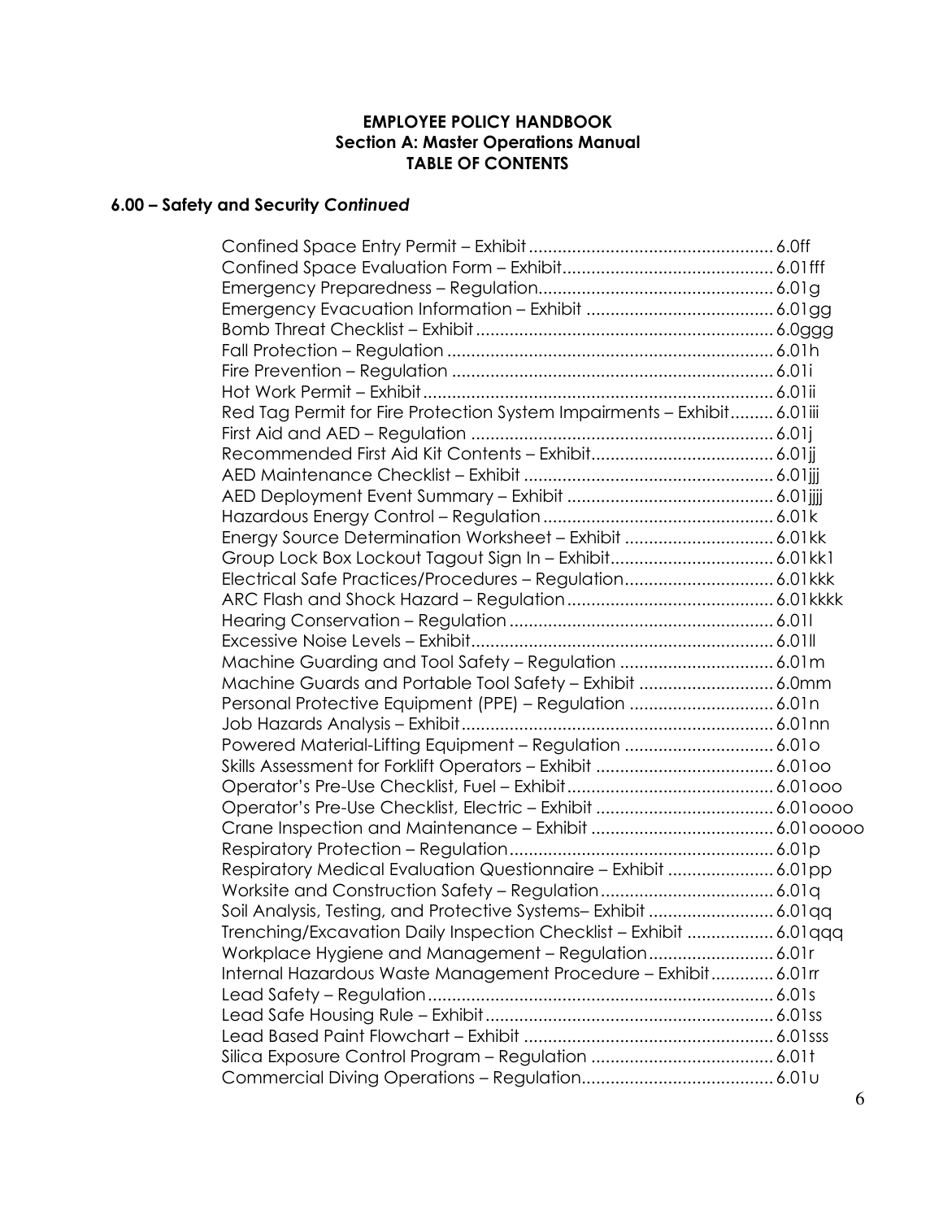**EMPLOYEE POLICY HANDBOOK**
**Section A: Master Operations Manual**
**TABLE OF CONTENTS**

## 6.00 – Safety and Security *Continued*

| | |
|---|---|
| Confined Space Entry Permit – Exhibit | 6.0ff |
| Confined Space Evaluation Form – Exhibit | 6.01fff |
| Emergency Preparedness – Regulation | 6.01g |
| Emergency Evacuation Information – Exhibit | 6.01gg |
| Bomb Threat Checklist – Exhibit | 6.0ggg |
| Fall Protection – Regulation | 6.01h |
| Fire Prevention – Regulation | 6.01i |
| Hot Work Permit – Exhibit | 6.01ii |
| Red Tag Permit for Fire Protection System Impairments – Exhibit | 6.01iii |
| First Aid and AED – Regulation | 6.01j |
| Recommended First Aid Kit Contents – Exhibit | 6.01jj |
| AED Maintenance Checklist – Exhibit | 6.01jjj |
| AED Deployment Event Summary – Exhibit | 6.01jjjj |
| Hazardous Energy Control – Regulation | 6.01k |
| Energy Source Determination Worksheet – Exhibit | 6.01kk |
| Group Lock Box Lockout Tagout Sign In – Exhibit | 6.01kk1 |
| Electrical Safe Practices/Procedures – Regulation | 6.01kkk |
| ARC Flash and Shock Hazard – Regulation | 6.01kkkk |
| Hearing Conservation – Regulation | 6.01l |
| Excessive Noise Levels – Exhibit | 6.01ll |
| Machine Guarding and Tool Safety – Regulation | 6.01m |
| Machine Guards and Portable Tool Safety – Exhibit | 6.0mm |
| Personal Protective Equipment (PPE) – Regulation | 6.01n |
| Job Hazards Analysis – Exhibit | 6.01nn |
| Powered Material-Lifting Equipment – Regulation | 6.01o |
| Skills Assessment for Forklift Operators – Exhibit | 6.01oo |
| Operator's Pre-Use Checklist, Fuel – Exhibit | 6.01ooo |
| Operator's Pre-Use Checklist, Electric – Exhibit | 6.01oooo |
| Crane Inspection and Maintenance – Exhibit | 6.01ooooo |
| Respiratory Protection – Regulation | 6.01p |
| Respiratory Medical Evaluation Questionnaire – Exhibit | 6.01pp |
| Worksite and Construction Safety – Regulation | 6.01q |
| Soil Analysis, Testing, and Protective Systems– Exhibit | 6.01qq |
| Trenching/Excavation Daily Inspection Checklist – Exhibit | 6.01qqq |
| Workplace Hygiene and Management – Regulation | 6.01r |
| Internal Hazardous Waste Management Procedure – Exhibit | 6.01rr |
| Lead Safety – Regulation | 6.01s |
| Lead Safe Housing Rule – Exhibit | 6.01ss |
| Lead Based Paint Flowchart – Exhibit | 6.01sss |
| Silica Exposure Control Program – Regulation | 6.01t |
| Commercial Diving Operations – Regulation | 6.01u |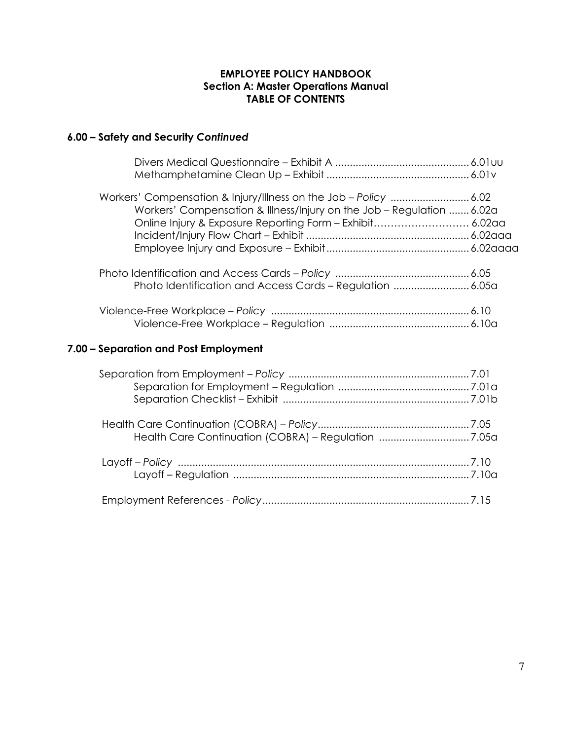**EMPLOYEE POLICY HANDBOOK**
**Section A: Master Operations Manual**
**TABLE OF CONTENTS**

## 6.00 – Safety and Security *Continued*

Divers Medical Questionnaire – Exhibit A ............................................. 6.01uu
Methamphetamine Clean Up – Exhibit ................................................ 6.01v

Workers' Compensation & Injury/Illness on the Job – *Policy* ........................... 6.02
Workers' Compensation & Illness/Injury on the Job – Regulation ....... 6.02a
Online Injury & Exposure Reporting Form – Exhibit……………………… 6.02aa
Incident/Injury Flow Chart – Exhibit ....................................................... 6.02aaa
Employee Injury and Exposure – Exhibit ................................................ 6.02aaaa

Photo Identification and Access Cards – *Policy* ............................................. 6.05
Photo Identification and Access Cards – Regulation .......................... 6.05a

Violence-Free Workplace – *Policy* ................................................................... 6.10
Violence-Free Workplace – Regulation ................................................ 6.10a

## 7.00 – Separation and Post Employment

Separation from Employment – *Policy* ............................................................. 7.01
Separation for Employment – Regulation ............................................. 7.01a
Separation Checklist – Exhibit ................................................................ 7.01b

Health Care Continuation (COBRA) – *Policy* ................................................... 7.05
Health Care Continuation (COBRA) – Regulation ............................... 7.05a

Layoff – *Policy* .................................................................................................... 7.10
Layoff – Regulation ................................................................................. 7.10a

Employment References - *Policy* ...................................................................... 7.15